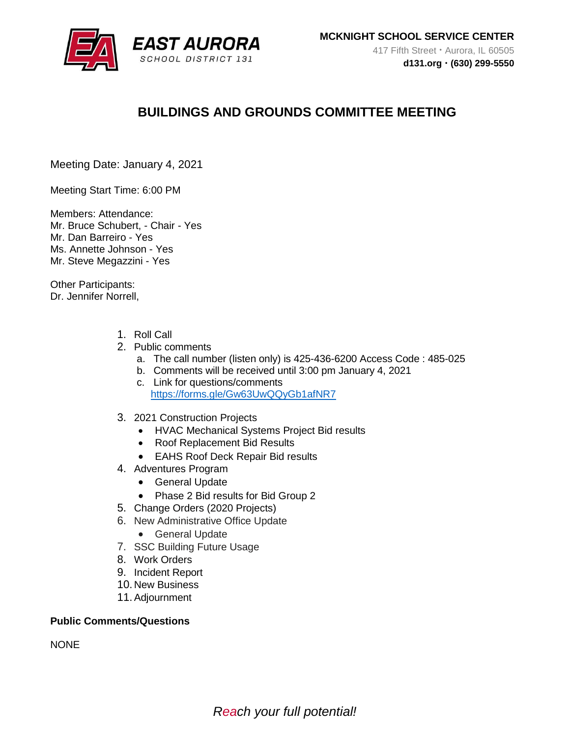EAST AURORA
SCHOOL DISTRICT 131

**MCKNIGHT SCHOOL SERVICE CENTER**
417 Fifth Street · Aurora, IL 60505
**d131.org · (630) 299-5550**

# BUILDINGS AND GROUNDS COMMITTEE MEETING

Meeting Date: January 4, 2021

Meeting Start Time: 6:00 PM

Members: Attendance:
Mr. Bruce Schubert, - Chair - Yes
Mr. Dan Barreiro - Yes
Ms. Annette Johnson - Yes
Mr. Steve Megazzini - Yes

Other Participants:
Dr. Jennifer Norrell,

1. Roll Call
2. Public comments
   a. The call number (listen only) is 425-436-6200 Access Code : 485-025
   b. Comments will be received until 3:00 pm January 4, 2021
   c. Link for questions/comments
      https://forms.gle/Gw63UwQQyGb1afNR7
3. 2021 Construction Projects
   - HVAC Mechanical Systems Project Bid results
   - Roof Replacement Bid Results
   - EAHS Roof Deck Repair Bid results
4. Adventures Program
   - General Update
   - Phase 2 Bid results for Bid Group 2
5. Change Orders (2020 Projects)
6. New Administrative Office Update
   - General Update
7. SSC Building Future Usage
8. Work Orders
9. Incident Report
10. New Business
11. Adjournment

**Public Comments/Questions**

NONE

*Reach your full potential!*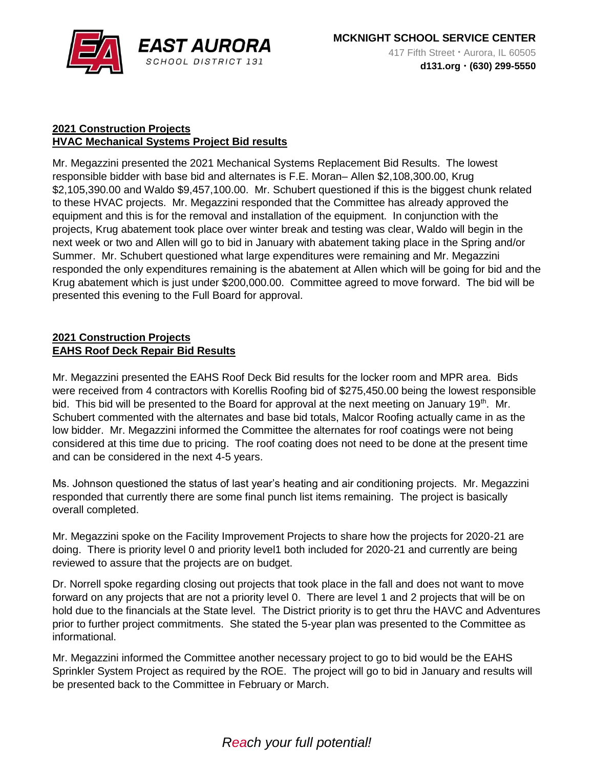**2021 Construction Projects**
**HVAC Mechanical Systems Project Bid results**

Mr. Megazzini presented the 2021 Mechanical Systems Replacement Bid Results. The lowest responsible bidder with base bid and alternates is F.E. Moran– Allen $2,108,300.00, Krug $2,105,390.00 and Waldo $9,457,100.00. Mr. Schubert questioned if this is the biggest chunk related to these HVAC projects. Mr. Megazzini responded that the Committee has already approved the equipment and this is for the removal and installation of the equipment. In conjunction with the projects, Krug abatement took place over winter break and testing was clear, Waldo will begin in the next week or two and Allen will go to bid in January with abatement taking place in the Spring and/or Summer. Mr. Schubert questioned what large expenditures were remaining and Mr. Megazzini responded the only expenditures remaining is the abatement at Allen which will be going for bid and the Krug abatement which is just under $200,000.00. Committee agreed to move forward. The bid will be presented this evening to the Full Board for approval.

**2021 Construction Projects**
**EAHS Roof Deck Repair Bid Results**

Mr. Megazzini presented the EAHS Roof Deck Bid results for the locker room and MPR area. Bids were received from 4 contractors with Korellis Roofing bid of $275,450.00 being the lowest responsible bid. This bid will be presented to the Board for approval at the next meeting on January 19th. Mr. Schubert commented with the alternates and base bid totals, Malcor Roofing actually came in as the low bidder. Mr. Megazzini informed the Committee the alternates for roof coatings were not being considered at this time due to pricing. The roof coating does not need to be done at the present time and can be considered in the next 4-5 years.

Ms. Johnson questioned the status of last year's heating and air conditioning projects. Mr. Megazzini responded that currently there are some final punch list items remaining. The project is basically overall completed.

Mr. Megazzini spoke on the Facility Improvement Projects to share how the projects for 2020-21 are doing. There is priority level 0 and priority level1 both included for 2020-21 and currently are being reviewed to assure that the projects are on budget.

Dr. Norrell spoke regarding closing out projects that took place in the fall and does not want to move forward on any projects that are not a priority level 0. There are level 1 and 2 projects that will be on hold due to the financials at the State level. The District priority is to get thru the HAVC and Adventures prior to further project commitments. She stated the 5-year plan was presented to the Committee as informational.

Mr. Megazzini informed the Committee another necessary project to go to bid would be the EAHS Sprinkler System Project as required by the ROE. The project will go to bid in January and results will be presented back to the Committee in February or March.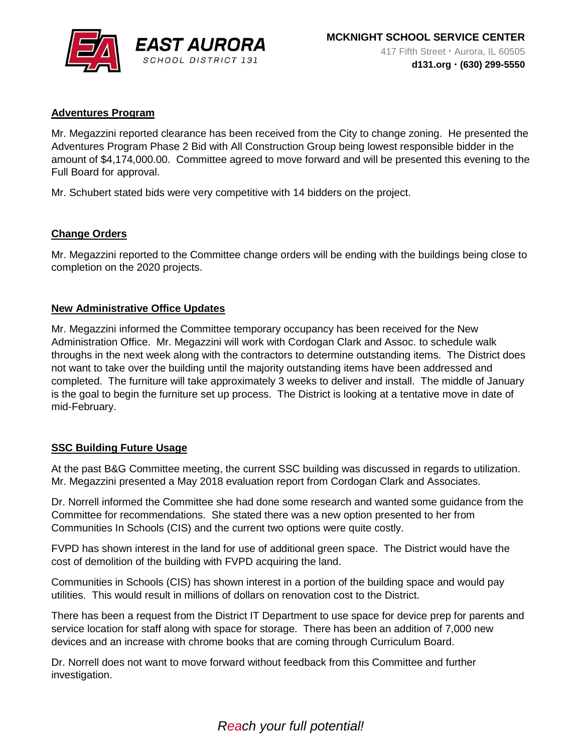**Adventures Program**

Mr. Megazzini reported clearance has been received from the City to change zoning. He presented the Adventures Program Phase 2 Bid with All Construction Group being lowest responsible bidder in the amount of $4,174,000.00. Committee agreed to move forward and will be presented this evening to the Full Board for approval.

Mr. Schubert stated bids were very competitive with 14 bidders on the project.

**Change Orders**

Mr. Megazzini reported to the Committee change orders will be ending with the buildings being close to completion on the 2020 projects.

**New Administrative Office Updates**

Mr. Megazzini informed the Committee temporary occupancy has been received for the New Administration Office. Mr. Megazzini will work with Cordogan Clark and Assoc. to schedule walk throughs in the next week along with the contractors to determine outstanding items. The District does not want to take over the building until the majority outstanding items have been addressed and completed. The furniture will take approximately 3 weeks to deliver and install. The middle of January is the goal to begin the furniture set up process. The District is looking at a tentative move in date of mid-February.

**SSC Building Future Usage**

At the past B&G Committee meeting, the current SSC building was discussed in regards to utilization. Mr. Megazzini presented a May 2018 evaluation report from Cordogan Clark and Associates.

Dr. Norrell informed the Committee she had done some research and wanted some guidance from the Committee for recommendations. She stated there was a new option presented to her from Communities In Schools (CIS) and the current two options were quite costly.

FVPD has shown interest in the land for use of additional green space. The District would have the cost of demolition of the building with FVPD acquiring the land.

Communities in Schools (CIS) has shown interest in a portion of the building space and would pay utilities. This would result in millions of dollars on renovation cost to the District.

There has been a request from the District IT Department to use space for device prep for parents and service location for staff along with space for storage. There has been an addition of 7,000 new devices and an increase with chrome books that are coming through Curriculum Board.

Dr. Norrell does not want to move forward without feedback from this Committee and further investigation.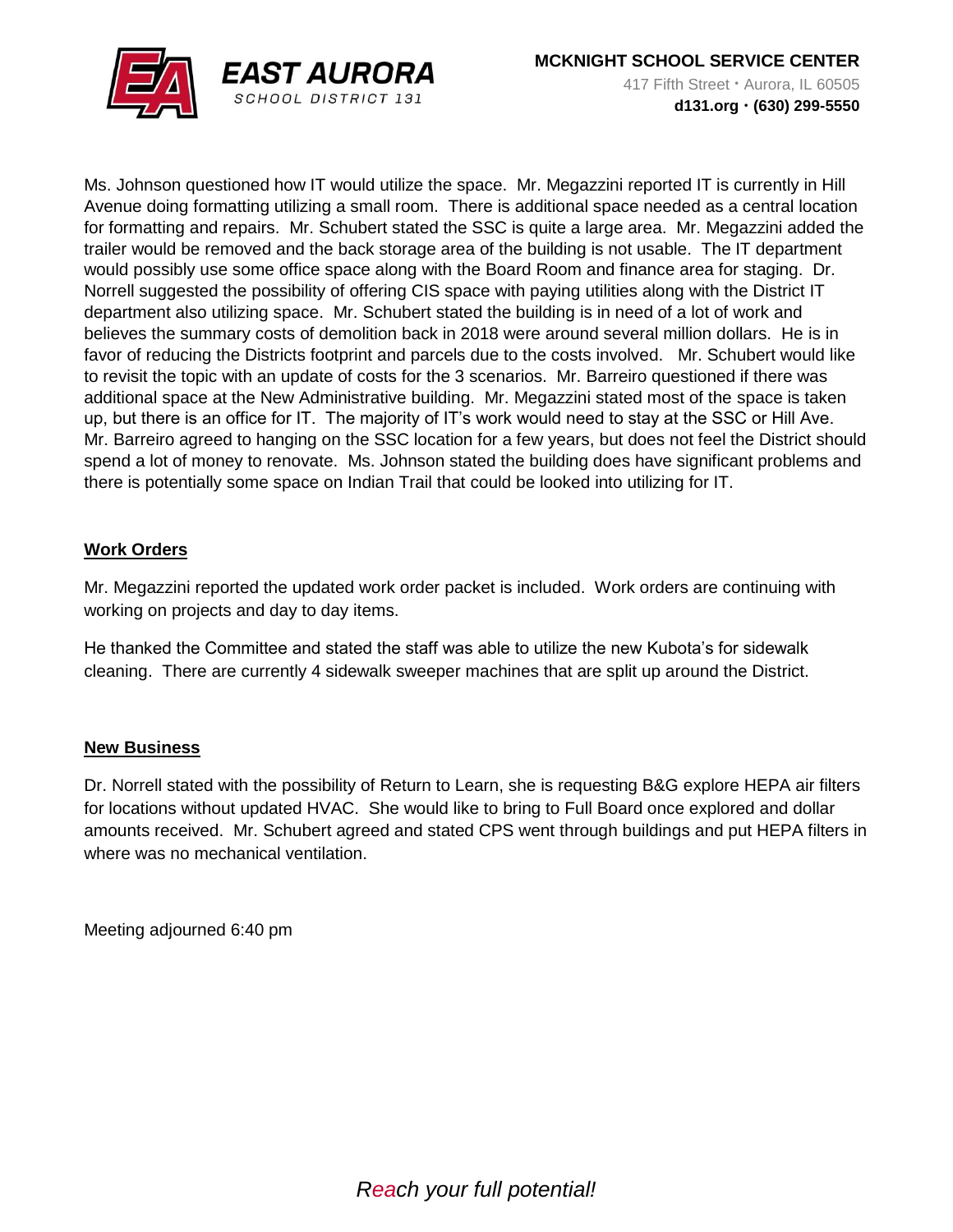Ms. Johnson questioned how IT would utilize the space. Mr. Megazzini reported IT is currently in Hill Avenue doing formatting utilizing a small room. There is additional space needed as a central location for formatting and repairs. Mr. Schubert stated the SSC is quite a large area. Mr. Megazzini added the trailer would be removed and the back storage area of the building is not usable. The IT department would possibly use some office space along with the Board Room and finance area for staging. Dr. Norrell suggested the possibility of offering CIS space with paying utilities along with the District IT department also utilizing space. Mr. Schubert stated the building is in need of a lot of work and believes the summary costs of demolition back in 2018 were around several million dollars. He is in favor of reducing the Districts footprint and parcels due to the costs involved. Mr. Schubert would like to revisit the topic with an update of costs for the 3 scenarios. Mr. Barreiro questioned if there was additional space at the New Administrative building. Mr. Megazzini stated most of the space is taken up, but there is an office for IT. The majority of IT's work would need to stay at the SSC or Hill Ave. Mr. Barreiro agreed to hanging on the SSC location for a few years, but does not feel the District should spend a lot of money to renovate. Ms. Johnson stated the building does have significant problems and there is potentially some space on Indian Trail that could be looked into utilizing for IT.

**Work Orders**

Mr. Megazzini reported the updated work order packet is included. Work orders are continuing with working on projects and day to day items.

He thanked the Committee and stated the staff was able to utilize the new Kubota's for sidewalk cleaning. There are currently 4 sidewalk sweeper machines that are split up around the District.

**New Business**

Dr. Norrell stated with the possibility of Return to Learn, she is requesting B&G explore HEPA air filters for locations without updated HVAC. She would like to bring to Full Board once explored and dollar amounts received. Mr. Schubert agreed and stated CPS went through buildings and put HEPA filters in where was no mechanical ventilation.

Meeting adjourned 6:40 pm